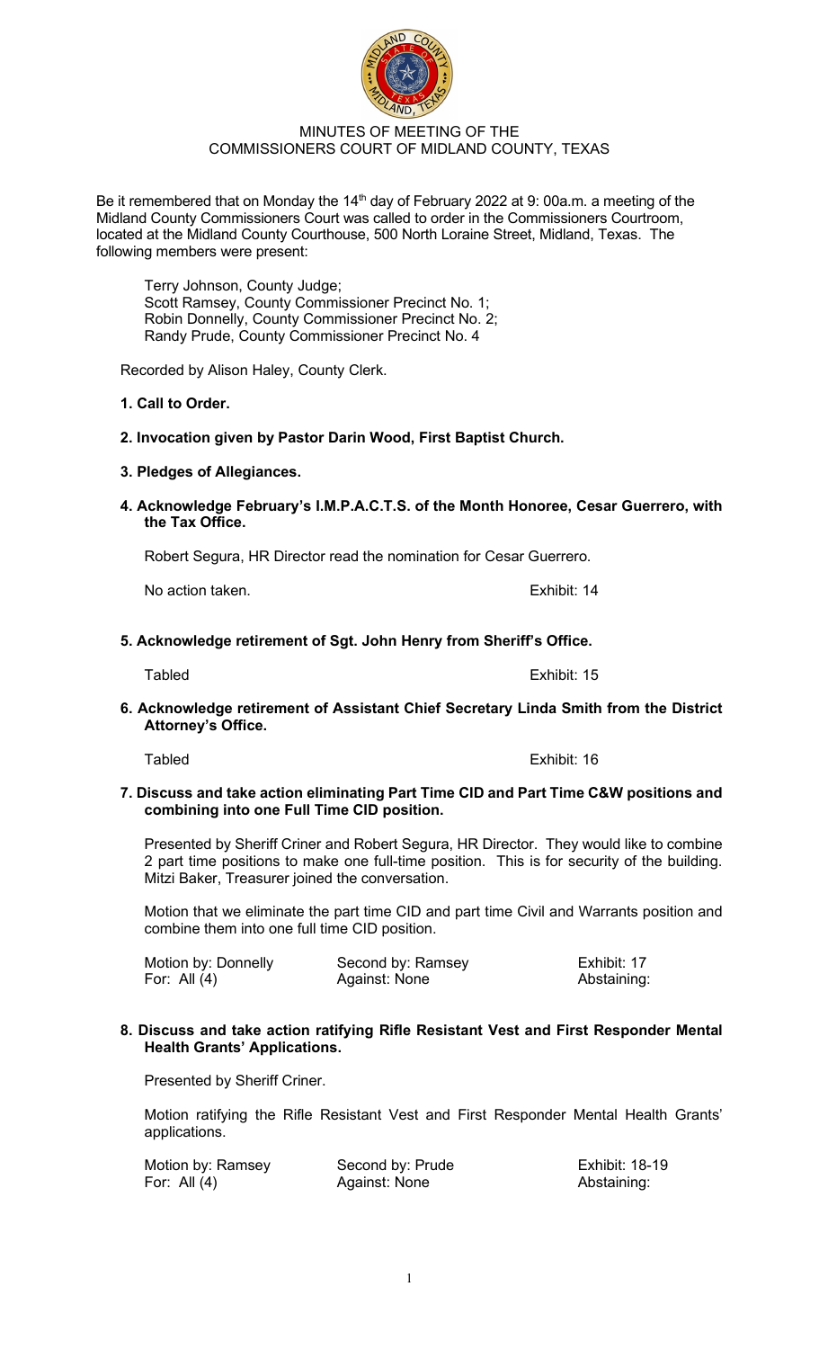MINUTES OF MEETING OF THE
COMMISSIONERS COURT OF MIDLAND COUNTY, TEXAS

Be it remembered that on Monday the 14th day of February 2022 at 9: 00a.m. a meeting of the Midland County Commissioners Court was called to order in the Commissioners Courtroom, located at the Midland County Courthouse, 500 North Loraine Street, Midland, Texas. The following members were present:

Terry Johnson, County Judge;
Scott Ramsey, County Commissioner Precinct No. 1;
Robin Donnelly, County Commissioner Precinct No. 2;
Randy Prude, County Commissioner Precinct No. 4

Recorded by Alison Haley, County Clerk.

**1. Call to Order.**

**2. Invocation given by Pastor Darin Wood, First Baptist Church.**

**3. Pledges of Allegiances.**

**4. Acknowledge February's I.M.P.A.C.T.S. of the Month Honoree, Cesar Guerrero, with the Tax Office.**

Robert Segura, HR Director read the nomination for Cesar Guerrero.

No action taken. Exhibit: 14

**5. Acknowledge retirement of Sgt. John Henry from Sheriff's Office.**

Tabled Exhibit: 15

**6. Acknowledge retirement of Assistant Chief Secretary Linda Smith from the District Attorney's Office.**

Tabled Exhibit: 16

**7. Discuss and take action eliminating Part Time CID and Part Time C&W positions and combining into one Full Time CID position.**

Presented by Sheriff Criner and Robert Segura, HR Director. They would like to combine 2 part time positions to make one full-time position. This is for security of the building. Mitzi Baker, Treasurer joined the conversation.

Motion that we eliminate the part time CID and part time Civil and Warrants position and combine them into one full time CID position.

| Motion by: Donnelly | Second by: Ramsey | Exhibit: 17 |
|---|---|---|
| For: All (4) | Against: None | Abstaining: |

**8. Discuss and take action ratifying Rifle Resistant Vest and First Responder Mental Health Grants' Applications.**

Presented by Sheriff Criner.

Motion ratifying the Rifle Resistant Vest and First Responder Mental Health Grants' applications.

| Motion by: Ramsey | Second by: Prude | Exhibit: 18-19 |
|---|---|---|
| For: All (4) | Against: None | Abstaining: |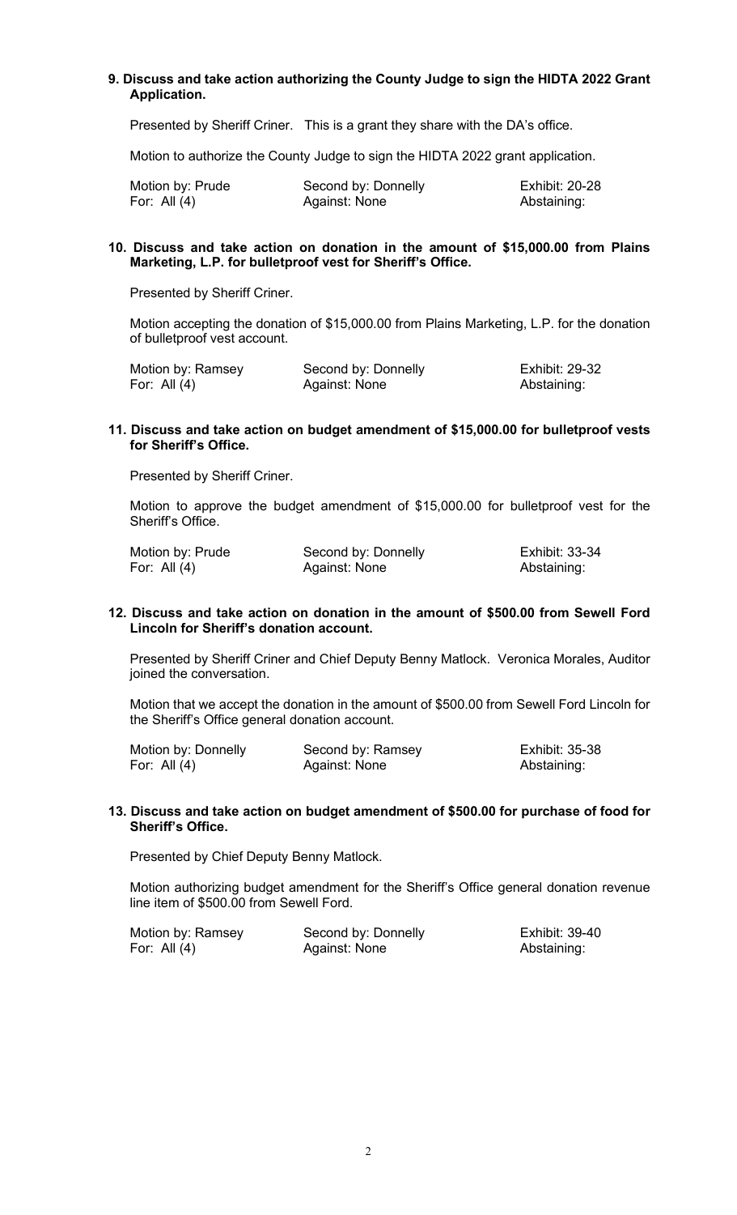**9. Discuss and take action authorizing the County Judge to sign the HIDTA 2022 Grant Application.**

Presented by Sheriff Criner. This is a grant they share with the DA's office.

Motion to authorize the County Judge to sign the HIDTA 2022 grant application.

| Motion by: Prude | Second by: Donnelly | Exhibit: 20-28 |
|---|---|---|
| For: All (4) | Against: None | Abstaining: |

**10. Discuss and take action on donation in the amount of $15,000.00 from Plains Marketing, L.P. for bulletproof vest for Sheriff's Office.**

Presented by Sheriff Criner.

Motion accepting the donation of $15,000.00 from Plains Marketing, L.P. for the donation of bulletproof vest account.

| Motion by: Ramsey | Second by: Donnelly | Exhibit: 29-32 |
|---|---|---|
| For: All (4) | Against: None | Abstaining: |

**11. Discuss and take action on budget amendment of $15,000.00 for bulletproof vests for Sheriff's Office.**

Presented by Sheriff Criner.

Motion to approve the budget amendment of $15,000.00 for bulletproof vest for the Sheriff's Office.

| Motion by: Prude | Second by: Donnelly | Exhibit: 33-34 |
|---|---|---|
| For: All (4) | Against: None | Abstaining: |

**12. Discuss and take action on donation in the amount of $500.00 from Sewell Ford Lincoln for Sheriff's donation account.**

Presented by Sheriff Criner and Chief Deputy Benny Matlock. Veronica Morales, Auditor joined the conversation.

Motion that we accept the donation in the amount of $500.00 from Sewell Ford Lincoln for the Sheriff's Office general donation account.

| Motion by: Donnelly | Second by: Ramsey | Exhibit: 35-38 |
|---|---|---|
| For: All (4) | Against: None | Abstaining: |

**13. Discuss and take action on budget amendment of $500.00 for purchase of food for Sheriff's Office.**

Presented by Chief Deputy Benny Matlock.

Motion authorizing budget amendment for the Sheriff's Office general donation revenue line item of $500.00 from Sewell Ford.

| Motion by: Ramsey | Second by: Donnelly | Exhibit: 39-40 |
|---|---|---|
| For: All (4) | Against: None | Abstaining: |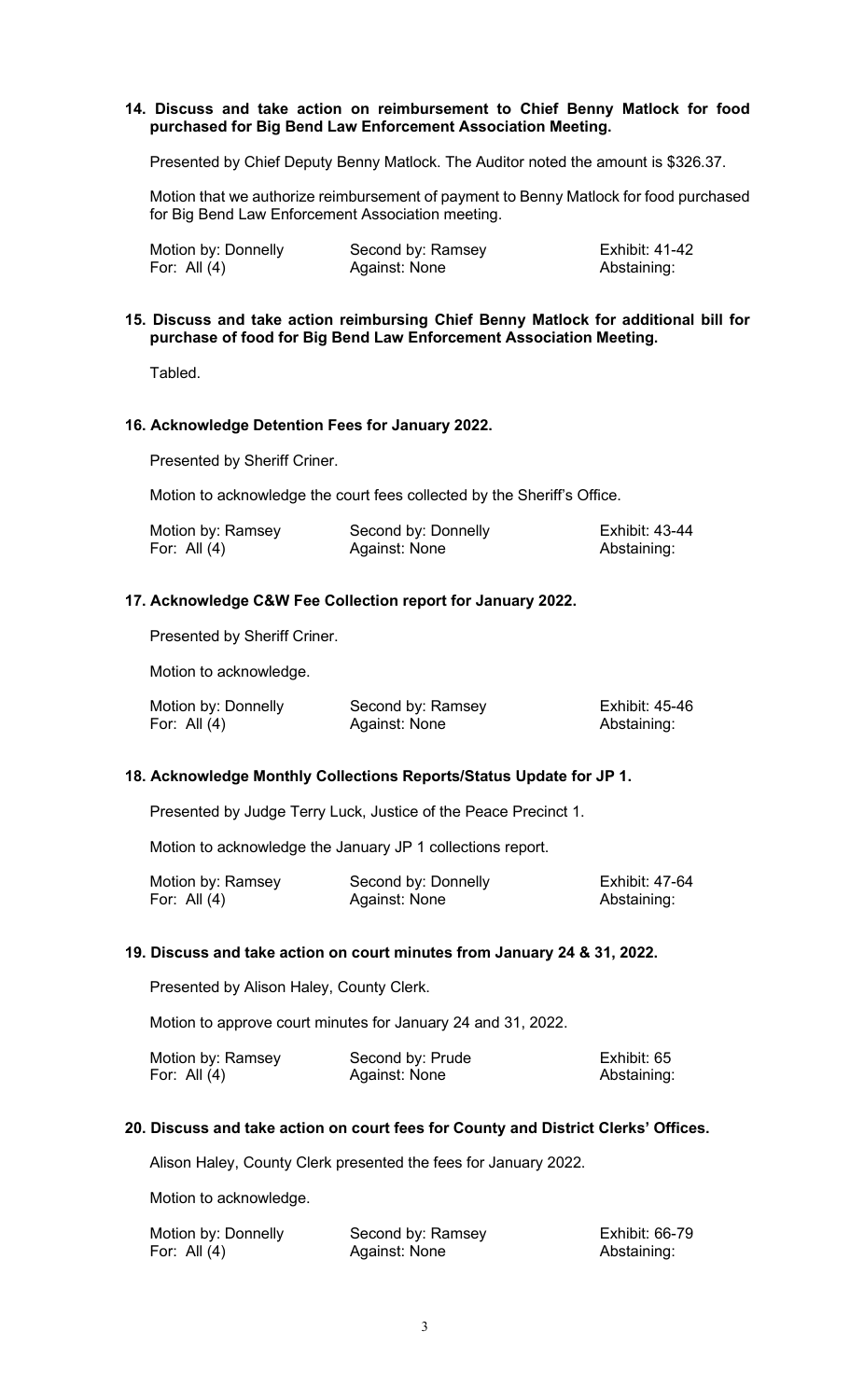**14. Discuss and take action on reimbursement to Chief Benny Matlock for food purchased for Big Bend Law Enforcement Association Meeting.**

Presented by Chief Deputy Benny Matlock. The Auditor noted the amount is $326.37.

Motion that we authorize reimbursement of payment to Benny Matlock for food purchased for Big Bend Law Enforcement Association meeting.

| Motion by: Donnelly | Second by: Ramsey | Exhibit: 41-42 |
|---|---|---|
| For: All (4) | Against: None | Abstaining: |

**15. Discuss and take action reimbursing Chief Benny Matlock for additional bill for purchase of food for Big Bend Law Enforcement Association Meeting.**

Tabled.

**16. Acknowledge Detention Fees for January 2022.**

Presented by Sheriff Criner.

Motion to acknowledge the court fees collected by the Sheriff's Office.

| Motion by: Ramsey | Second by: Donnelly | Exhibit: 43-44 |
|---|---|---|
| For: All (4) | Against: None | Abstaining: |

**17. Acknowledge C&W Fee Collection report for January 2022.**

Presented by Sheriff Criner.

Motion to acknowledge.

| Motion by: Donnelly | Second by: Ramsey | Exhibit: 45-46 |
|---|---|---|
| For: All (4) | Against: None | Abstaining: |

**18. Acknowledge Monthly Collections Reports/Status Update for JP 1.**

Presented by Judge Terry Luck, Justice of the Peace Precinct 1.

Motion to acknowledge the January JP 1 collections report.

| Motion by: Ramsey | Second by: Donnelly | Exhibit: 47-64 |
|---|---|---|
| For: All (4) | Against: None | Abstaining: |

**19. Discuss and take action on court minutes from January 24 & 31, 2022.**

Presented by Alison Haley, County Clerk.

Motion to approve court minutes for January 24 and 31, 2022.

| Motion by: Ramsey | Second by: Prude | Exhibit: 65 |
|---|---|---|
| For: All (4) | Against: None | Abstaining: |

**20. Discuss and take action on court fees for County and District Clerks' Offices.**

Alison Haley, County Clerk presented the fees for January 2022.

Motion to acknowledge.

| Motion by: Donnelly | Second by: Ramsey | Exhibit: 66-79 |
|---|---|---|
| For: All (4) | Against: None | Abstaining: |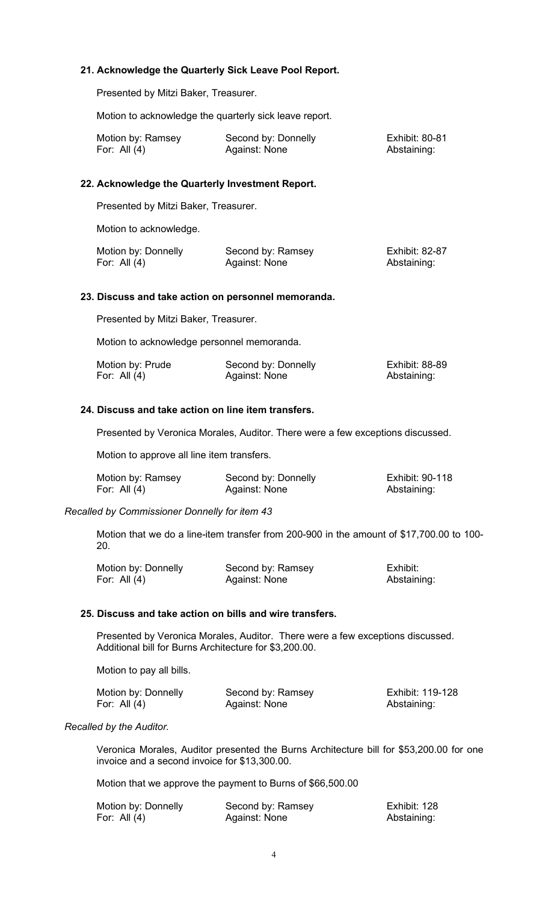### 21. Acknowledge the Quarterly Sick Leave Pool Report.

Presented by Mitzi Baker, Treasurer.

Motion to acknowledge the quarterly sick leave report.

| | | |
|---|---|---|
| Motion by: Ramsey | Second by: Donnelly | Exhibit: 80-81 |
| For: All (4) | Against: None | Abstaining: |

### 22. Acknowledge the Quarterly Investment Report.

Presented by Mitzi Baker, Treasurer.

Motion to acknowledge.

| | | |
|---|---|---|
| Motion by: Donnelly | Second by: Ramsey | Exhibit: 82-87 |
| For: All (4) | Against: None | Abstaining: |

### 23. Discuss and take action on personnel memoranda.

Presented by Mitzi Baker, Treasurer.

Motion to acknowledge personnel memoranda.

| | | |
|---|---|---|
| Motion by: Prude | Second by: Donnelly | Exhibit: 88-89 |
| For: All (4) | Against: None | Abstaining: |

### 24. Discuss and take action on line item transfers.

Presented by Veronica Morales, Auditor. There were a few exceptions discussed.

Motion to approve all line item transfers.

| | | |
|---|---|---|
| Motion by: Ramsey | Second by: Donnelly | Exhibit: 90-118 |
| For: All (4) | Against: None | Abstaining: |

*Recalled by Commissioner Donnelly for item 43*

Motion that we do a line-item transfer from 200-900 in the amount of $17,700.00 to 100-20.

| | | |
|---|---|---|
| Motion by: Donnelly | Second by: Ramsey | Exhibit: |
| For: All (4) | Against: None | Abstaining: |

### 25. Discuss and take action on bills and wire transfers.

Presented by Veronica Morales, Auditor. There were a few exceptions discussed. Additional bill for Burns Architecture for $3,200.00.

Motion to pay all bills.

| | | |
|---|---|---|
| Motion by: Donnelly | Second by: Ramsey | Exhibit: 119-128 |
| For: All (4) | Against: None | Abstaining: |

*Recalled by the Auditor.*

Veronica Morales, Auditor presented the Burns Architecture bill for $53,200.00 for one invoice and a second invoice for $13,300.00.

Motion that we approve the payment to Burns of $66,500.00

| | | |
|---|---|---|
| Motion by: Donnelly | Second by: Ramsey | Exhibit: 128 |
| For: All (4) | Against: None | Abstaining: |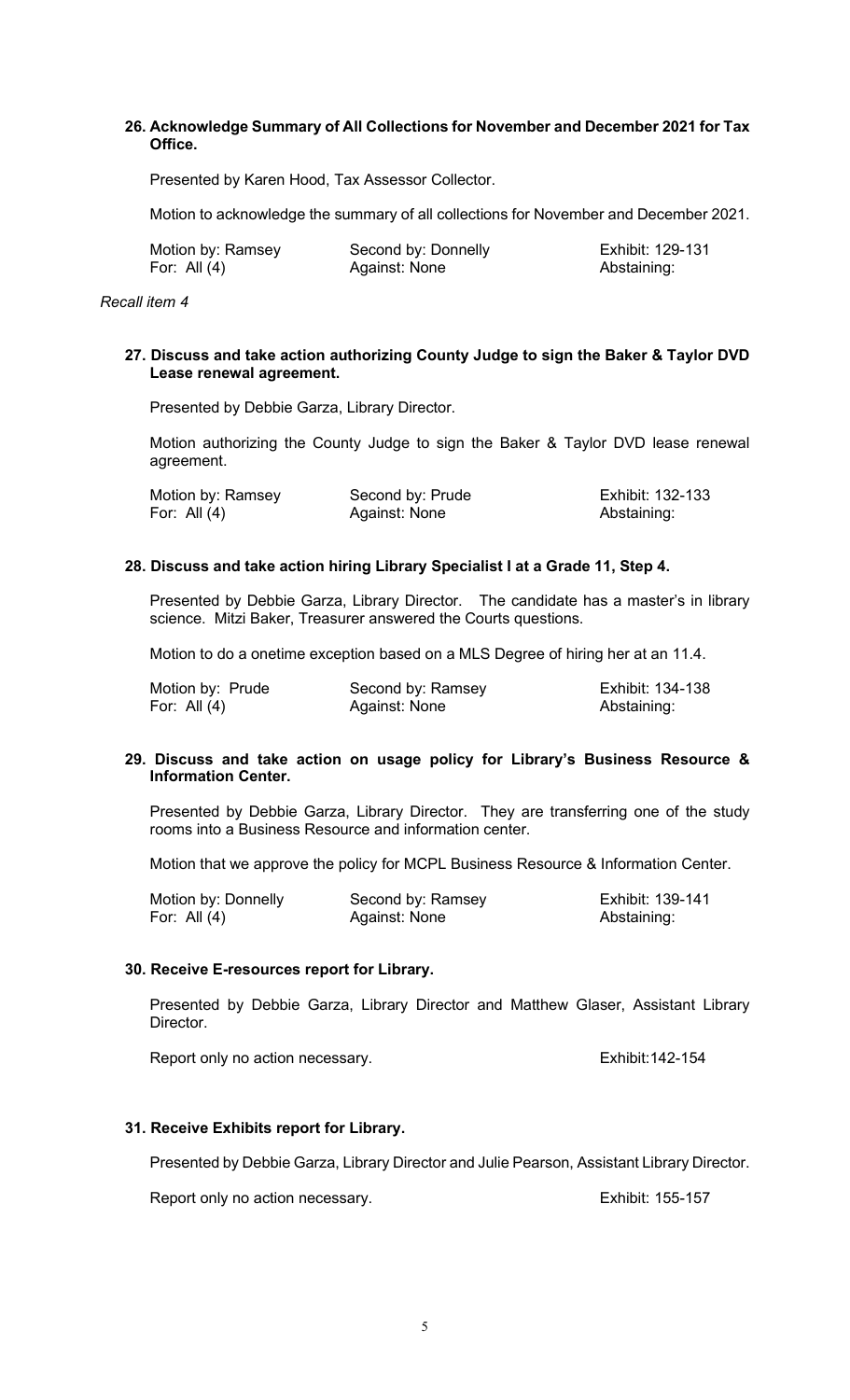**26. Acknowledge Summary of All Collections for November and December 2021 for Tax Office.**

Presented by Karen Hood, Tax Assessor Collector.

Motion to acknowledge the summary of all collections for November and December 2021.

| Motion by: Ramsey | Second by: Donnelly | Exhibit: 129-131 |
|---|---|---|
| For: All (4) | Against: None | Abstaining: |

*Recall item 4*

**27. Discuss and take action authorizing County Judge to sign the Baker & Taylor DVD Lease renewal agreement.**

Presented by Debbie Garza, Library Director.

Motion authorizing the County Judge to sign the Baker & Taylor DVD lease renewal agreement.

| Motion by: Ramsey | Second by: Prude | Exhibit: 132-133 |
|---|---|---|
| For: All (4) | Against: None | Abstaining: |

**28. Discuss and take action hiring Library Specialist I at a Grade 11, Step 4.**

Presented by Debbie Garza, Library Director. The candidate has a master's in library science. Mitzi Baker, Treasurer answered the Courts questions.

Motion to do a onetime exception based on a MLS Degree of hiring her at an 11.4.

| Motion by: Prude | Second by: Ramsey | Exhibit: 134-138 |
|---|---|---|
| For: All (4) | Against: None | Abstaining: |

**29. Discuss and take action on usage policy for Library's Business Resource & Information Center.**

Presented by Debbie Garza, Library Director. They are transferring one of the study rooms into a Business Resource and information center.

Motion that we approve the policy for MCPL Business Resource & Information Center.

| Motion by: Donnelly | Second by: Ramsey | Exhibit: 139-141 |
|---|---|---|
| For: All (4) | Against: None | Abstaining: |

**30. Receive E-resources report for Library.**

Presented by Debbie Garza, Library Director and Matthew Glaser, Assistant Library Director.

Report only no action necessary. Exhibit:142-154

**31. Receive Exhibits report for Library.**

Presented by Debbie Garza, Library Director and Julie Pearson, Assistant Library Director.

Report only no action necessary. Exhibit: 155-157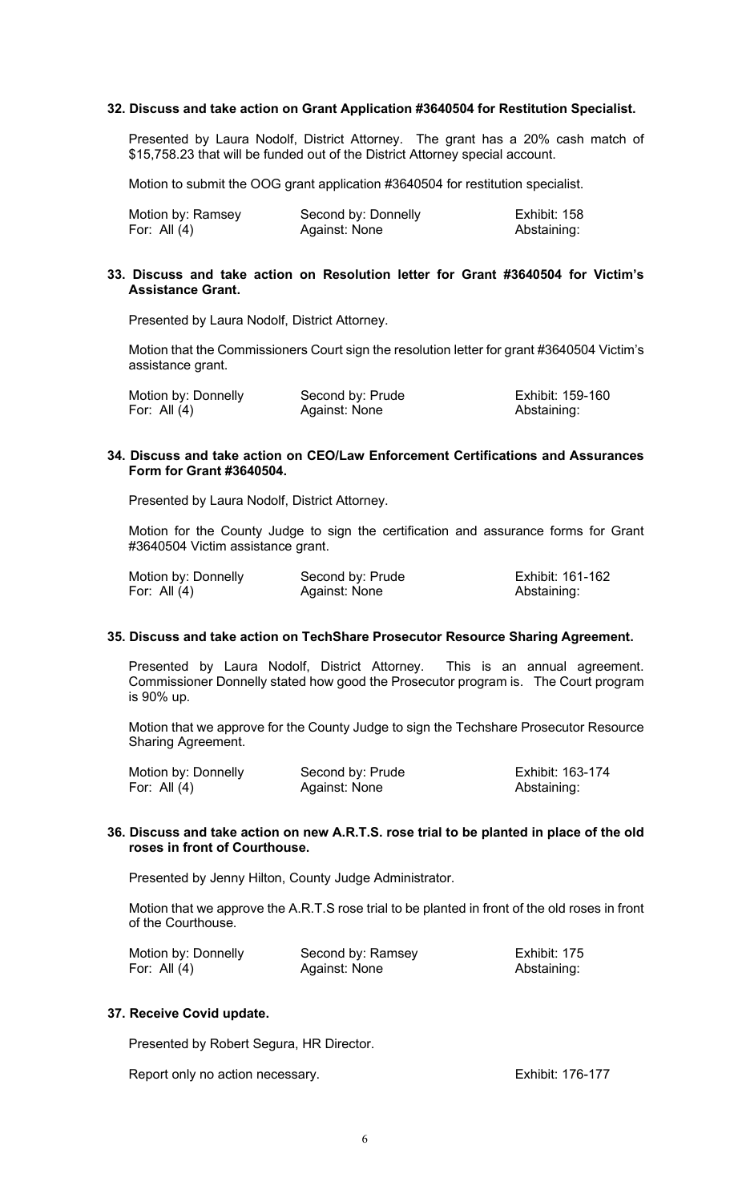**32. Discuss and take action on Grant Application #3640504 for Restitution Specialist.**

Presented by Laura Nodolf, District Attorney. The grant has a 20% cash match of $15,758.23 that will be funded out of the District Attorney special account.

Motion to submit the OOG grant application #3640504 for restitution specialist.

| Motion by: Ramsey | Second by: Donnelly | Exhibit: 158 |
| --- | --- | --- |
| For: All (4) | Against: None | Abstaining: |

**33. Discuss and take action on Resolution letter for Grant #3640504 for Victim's Assistance Grant.**

Presented by Laura Nodolf, District Attorney.

Motion that the Commissioners Court sign the resolution letter for grant #3640504 Victim's assistance grant.

| Motion by: Donnelly | Second by: Prude | Exhibit: 159-160 |
| --- | --- | --- |
| For: All (4) | Against: None | Abstaining: |

**34. Discuss and take action on CEO/Law Enforcement Certifications and Assurances Form for Grant #3640504.**

Presented by Laura Nodolf, District Attorney.

Motion for the County Judge to sign the certification and assurance forms for Grant #3640504 Victim assistance grant.

| Motion by: Donnelly | Second by: Prude | Exhibit: 161-162 |
| --- | --- | --- |
| For: All (4) | Against: None | Abstaining: |

**35. Discuss and take action on TechShare Prosecutor Resource Sharing Agreement.**

Presented by Laura Nodolf, District Attorney. This is an annual agreement. Commissioner Donnelly stated how good the Prosecutor program is. The Court program is 90% up.

Motion that we approve for the County Judge to sign the Techshare Prosecutor Resource Sharing Agreement.

| Motion by: Donnelly | Second by: Prude | Exhibit: 163-174 |
| --- | --- | --- |
| For: All (4) | Against: None | Abstaining: |

**36. Discuss and take action on new A.R.T.S. rose trial to be planted in place of the old roses in front of Courthouse.**

Presented by Jenny Hilton, County Judge Administrator.

Motion that we approve the A.R.T.S rose trial to be planted in front of the old roses in front of the Courthouse.

| Motion by: Donnelly | Second by: Ramsey | Exhibit: 175 |
| --- | --- | --- |
| For: All (4) | Against: None | Abstaining: |

**37. Receive Covid update.**

Presented by Robert Segura, HR Director.

Report only no action necessary. Exhibit: 176-177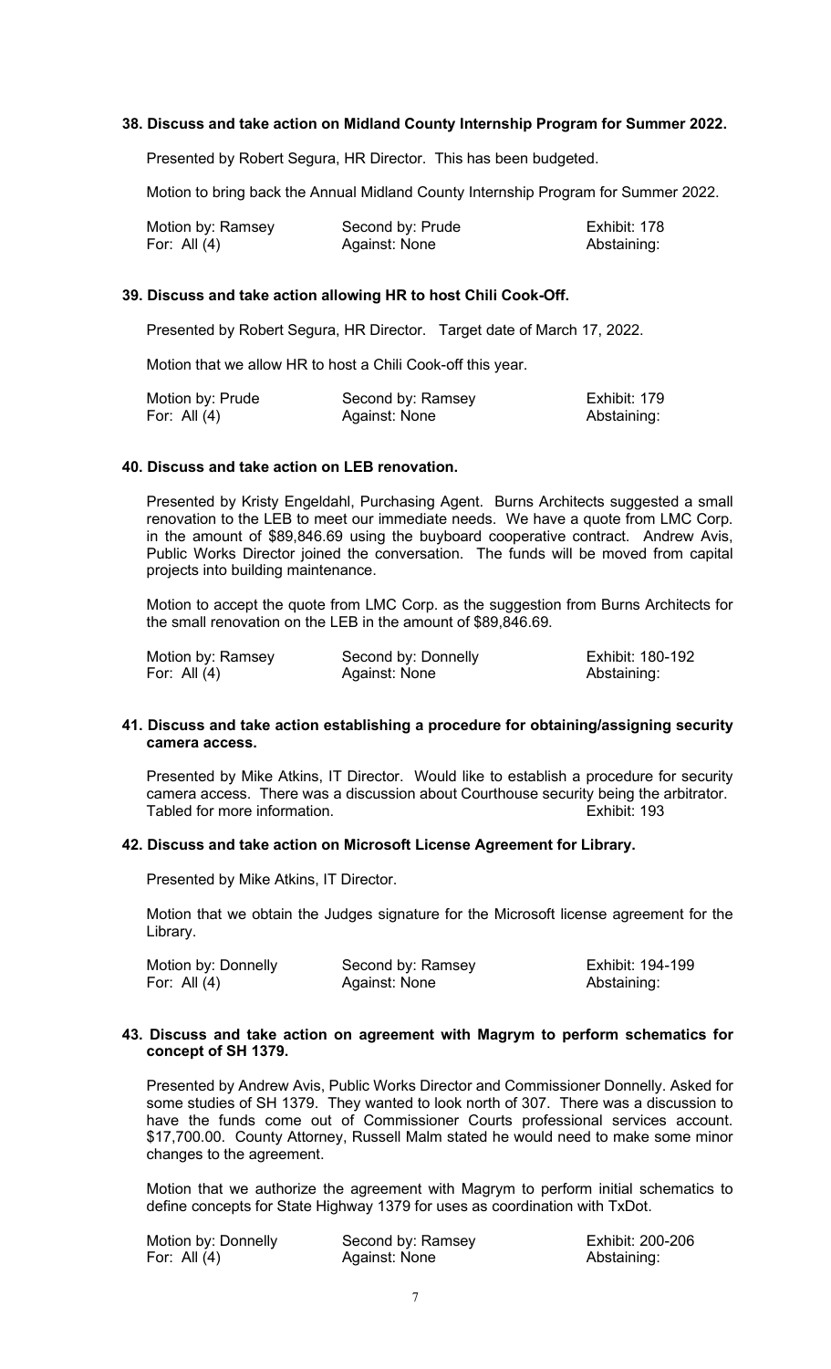**38. Discuss and take action on Midland County Internship Program for Summer 2022.**

Presented by Robert Segura, HR Director. This has been budgeted.

Motion to bring back the Annual Midland County Internship Program for Summer 2022.

| Motion by: Ramsey | Second by: Prude | Exhibit: 178 |
|---|---|---|
| For: All (4) | Against: None | Abstaining: |

**39. Discuss and take action allowing HR to host Chili Cook-Off.**

Presented by Robert Segura, HR Director. Target date of March 17, 2022.

Motion that we allow HR to host a Chili Cook-off this year.

| Motion by: Prude | Second by: Ramsey | Exhibit: 179 |
|---|---|---|
| For: All (4) | Against: None | Abstaining: |

**40. Discuss and take action on LEB renovation.**

Presented by Kristy Engeldahl, Purchasing Agent. Burns Architects suggested a small renovation to the LEB to meet our immediate needs. We have a quote from LMC Corp. in the amount of $89,846.69 using the buyboard cooperative contract. Andrew Avis, Public Works Director joined the conversation. The funds will be moved from capital projects into building maintenance.

Motion to accept the quote from LMC Corp. as the suggestion from Burns Architects for the small renovation on the LEB in the amount of $89,846.69.

| Motion by: Ramsey | Second by: Donnelly | Exhibit: 180-192 |
|---|---|---|
| For: All (4) | Against: None | Abstaining: |

**41. Discuss and take action establishing a procedure for obtaining/assigning security camera access.**

Presented by Mike Atkins, IT Director. Would like to establish a procedure for security camera access. There was a discussion about Courthouse security being the arbitrator. Tabled for more information. Exhibit: 193

**42. Discuss and take action on Microsoft License Agreement for Library.**

Presented by Mike Atkins, IT Director.

Motion that we obtain the Judges signature for the Microsoft license agreement for the Library.

| Motion by: Donnelly | Second by: Ramsey | Exhibit: 194-199 |
|---|---|---|
| For: All (4) | Against: None | Abstaining: |

**43. Discuss and take action on agreement with Magrym to perform schematics for concept of SH 1379.**

Presented by Andrew Avis, Public Works Director and Commissioner Donnelly. Asked for some studies of SH 1379. They wanted to look north of 307. There was a discussion to have the funds come out of Commissioner Courts professional services account. $17,700.00. County Attorney, Russell Malm stated he would need to make some minor changes to the agreement.

Motion that we authorize the agreement with Magrym to perform initial schematics to define concepts for State Highway 1379 for uses as coordination with TxDot.

| Motion by: Donnelly | Second by: Ramsey | Exhibit: 200-206 |
|---|---|---|
| For: All (4) | Against: None | Abstaining: |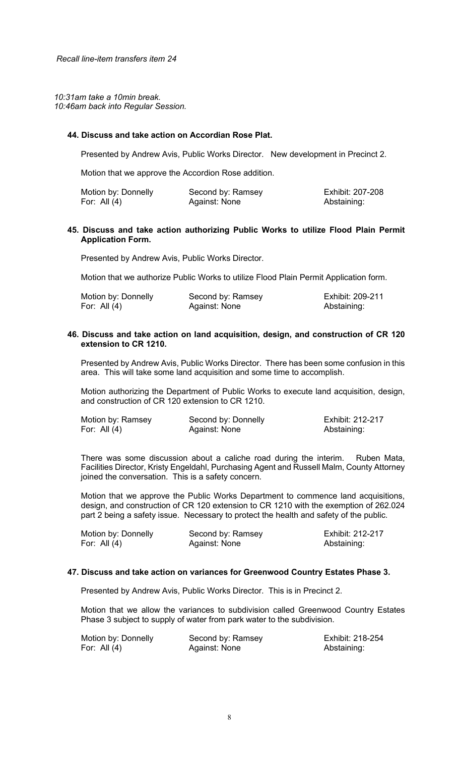*Recall line-item transfers item 24*

*10:31am take a 10min break.*
*10:46am back into Regular Session.*

**44. Discuss and take action on Accordian Rose Plat.**

Presented by Andrew Avis, Public Works Director. New development in Precinct 2.

Motion that we approve the Accordion Rose addition.

| Motion by: Donnelly | Second by: Ramsey | Exhibit: 207-208 |
|---|---|---|
| For: All (4) | Against: None | Abstaining: |

**45. Discuss and take action authorizing Public Works to utilize Flood Plain Permit Application Form.**

Presented by Andrew Avis, Public Works Director.

Motion that we authorize Public Works to utilize Flood Plain Permit Application form.

| Motion by: Donnelly | Second by: Ramsey | Exhibit: 209-211 |
|---|---|---|
| For: All (4) | Against: None | Abstaining: |

**46. Discuss and take action on land acquisition, design, and construction of CR 120 extension to CR 1210.**

Presented by Andrew Avis, Public Works Director. There has been some confusion in this area. This will take some land acquisition and some time to accomplish.

Motion authorizing the Department of Public Works to execute land acquisition, design, and construction of CR 120 extension to CR 1210.

| Motion by: Ramsey | Second by: Donnelly | Exhibit: 212-217 |
|---|---|---|
| For: All (4) | Against: None | Abstaining: |

There was some discussion about a caliche road during the interim. Ruben Mata, Facilities Director, Kristy Engeldahl, Purchasing Agent and Russell Malm, County Attorney joined the conversation. This is a safety concern.

Motion that we approve the Public Works Department to commence land acquisitions, design, and construction of CR 120 extension to CR 1210 with the exemption of 262.024 part 2 being a safety issue. Necessary to protect the health and safety of the public.

| Motion by: Donnelly | Second by: Ramsey | Exhibit: 212-217 |
|---|---|---|
| For: All (4) | Against: None | Abstaining: |

**47. Discuss and take action on variances for Greenwood Country Estates Phase 3.**

Presented by Andrew Avis, Public Works Director. This is in Precinct 2.

Motion that we allow the variances to subdivision called Greenwood Country Estates Phase 3 subject to supply of water from park water to the subdivision.

| Motion by: Donnelly | Second by: Ramsey | Exhibit: 218-254 |
|---|---|---|
| For: All (4) | Against: None | Abstaining: |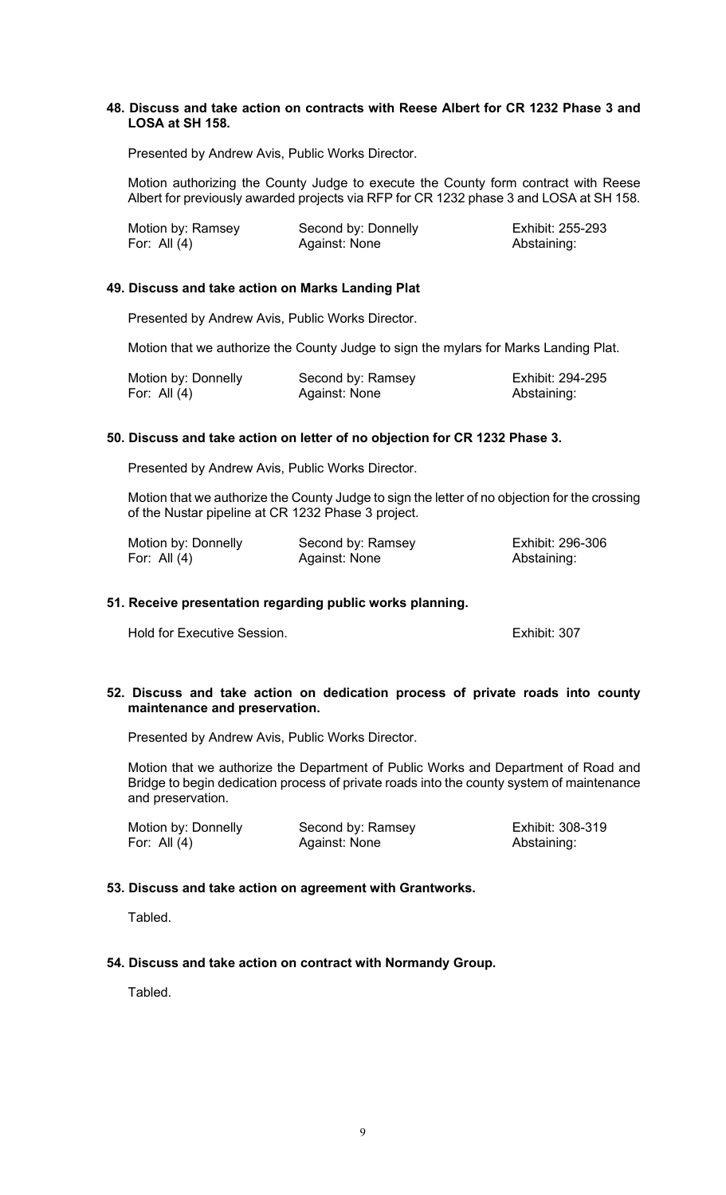**48. Discuss and take action on contracts with Reese Albert for CR 1232 Phase 3 and LOSA at SH 158.**

Presented by Andrew Avis, Public Works Director.

Motion authorizing the County Judge to execute the County form contract with Reese Albert for previously awarded projects via RFP for CR 1232 phase 3 and LOSA at SH 158.

| | | |
|---|---|---|
| Motion by: Ramsey | Second by: Donnelly | Exhibit: 255-293 |
| For: All (4) | Against: None | Abstaining: |

**49. Discuss and take action on Marks Landing Plat**

Presented by Andrew Avis, Public Works Director.

Motion that we authorize the County Judge to sign the mylars for Marks Landing Plat.

| | | |
|---|---|---|
| Motion by: Donnelly | Second by: Ramsey | Exhibit: 294-295 |
| For: All (4) | Against: None | Abstaining: |

**50. Discuss and take action on letter of no objection for CR 1232 Phase 3.**

Presented by Andrew Avis, Public Works Director.

Motion that we authorize the County Judge to sign the letter of no objection for the crossing of the Nustar pipeline at CR 1232 Phase 3 project.

| | | |
|---|---|---|
| Motion by: Donnelly | Second by: Ramsey | Exhibit: 296-306 |
| For: All (4) | Against: None | Abstaining: |

**51. Receive presentation regarding public works planning.**

Hold for Executive Session. Exhibit: 307

**52. Discuss and take action on dedication process of private roads into county maintenance and preservation.**

Presented by Andrew Avis, Public Works Director.

Motion that we authorize the Department of Public Works and Department of Road and Bridge to begin dedication process of private roads into the county system of maintenance and preservation.

| | | |
|---|---|---|
| Motion by: Donnelly | Second by: Ramsey | Exhibit: 308-319 |
| For: All (4) | Against: None | Abstaining: |

**53. Discuss and take action on agreement with Grantworks.**

Tabled.

**54. Discuss and take action on contract with Normandy Group.**

Tabled.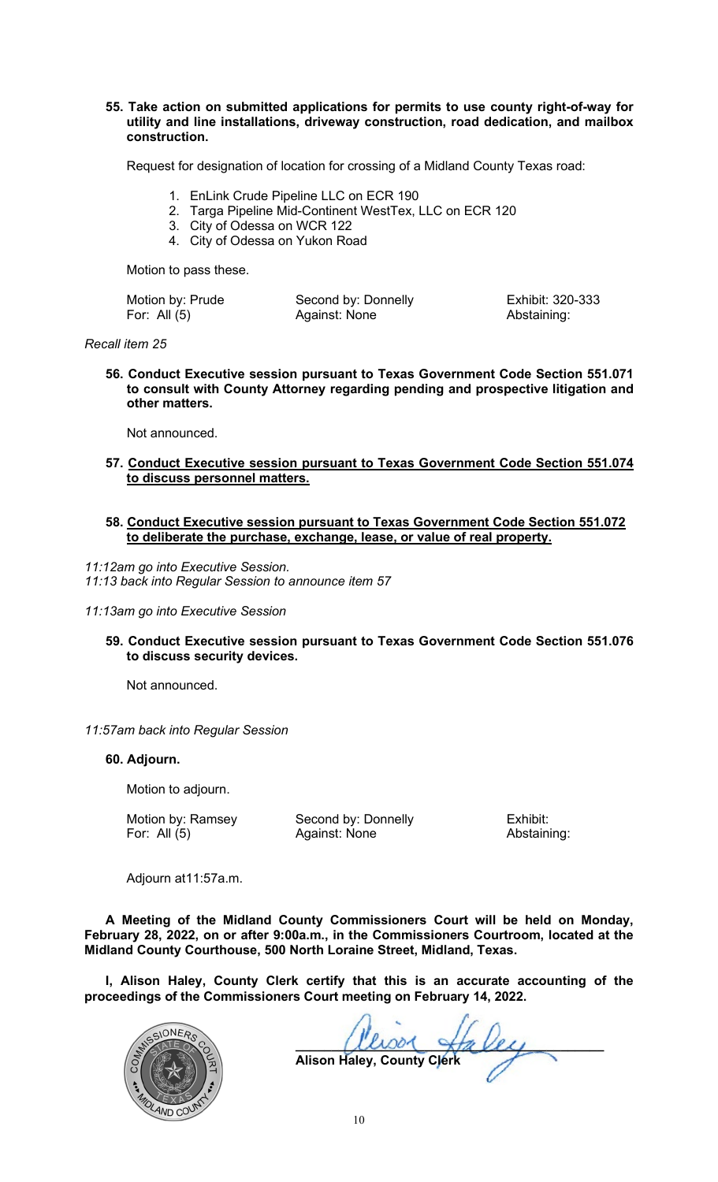**55. Take action on submitted applications for permits to use county right-of-way for utility and line installations, driveway construction, road dedication, and mailbox construction.**

Request for designation of location for crossing of a Midland County Texas road:

1. EnLink Crude Pipeline LLC on ECR 190
2. Targa Pipeline Mid-Continent WestTex, LLC on ECR 120
3. City of Odessa on WCR 122
4. City of Odessa on Yukon Road

Motion to pass these.

| | | |
|---|---|---|
| Motion by: Prude | Second by: Donnelly | Exhibit: 320-333 |
| For: All (5) | Against: None | Abstaining: |

*Recall item 25*

**56. Conduct Executive session pursuant to Texas Government Code Section 551.071 to consult with County Attorney regarding pending and prospective litigation and other matters.**

Not announced.

**57. <u>Conduct Executive session pursuant to Texas Government Code Section 551.074 to discuss personnel matters.</u>**

**58. <u>Conduct Executive session pursuant to Texas Government Code Section 551.072 to deliberate the purchase, exchange, lease, or value of real property.</u>**

*11:12am go into Executive Session.*
*11:13 back into Regular Session to announce item 57*

*11:13am go into Executive Session*

**59. Conduct Executive session pursuant to Texas Government Code Section 551.076 to discuss security devices.**

Not announced.

*11:57am back into Regular Session*

**60. Adjourn.**

Motion to adjourn.

| | | |
|---|---|---|
| Motion by: Ramsey | Second by: Donnelly | Exhibit: |
| For: All (5) | Against: None | Abstaining: |

Adjourn at11:57a.m.

**A Meeting of the Midland County Commissioners Court will be held on Monday, February 28, 2022, on or after 9:00a.m., in the Commissioners Courtroom, located at the Midland County Courthouse, 500 North Loraine Street, Midland, Texas.**

**I, Alison Haley, County Clerk certify that this is an accurate accounting of the proceedings of the Commissioners Court meeting on February 14, 2022.**

Alison Haley

**Alison Haley, County Clerk**